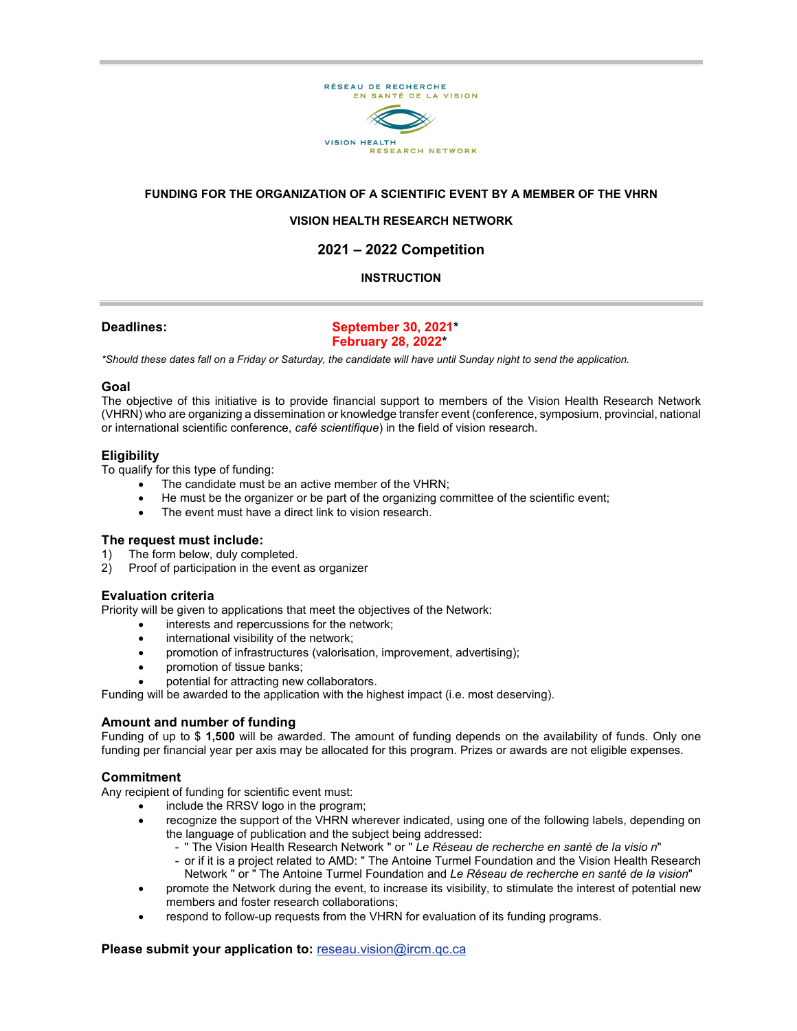RÉSEAU DE RECHERCHE EN SANTÉ DE LA VISION

VISION HEALTH RESEARCH NETWORK

**FUNDING FOR THE ORGANIZATION OF A SCIENTIFIC EVENT BY A MEMBER OF THE VHRN**

**VISION HEALTH RESEARCH NETWORK**

**2021 – 2022 Competition**

**INSTRUCTION**

**Deadlines:** **September 30, 2021*** 
**February 28, 2022***

*\*Should these dates fall on a Friday or Saturday, the candidate will have until Sunday night to send the application.*

## Goal

The objective of this initiative is to provide financial support to members of the Vision Health Research Network (VHRN) who are organizing a dissemination or knowledge transfer event (conference, symposium, provincial, national or international scientific conference, *café scientifique*) in the field of vision research.

## Eligibility

To qualify for this type of funding:

- The candidate must be an active member of the VHRN;
- He must be the organizer or be part of the organizing committee of the scientific event;
- The event must have a direct link to vision research.

## The request must include:

1) The form below, duly completed.
2) Proof of participation in the event as organizer

## Evaluation criteria

Priority will be given to applications that meet the objectives of the Network:

- interests and repercussions for the network;
- international visibility of the network;
- promotion of infrastructures (valorisation, improvement, advertising);
- promotion of tissue banks;
- potential for attracting new collaborators.

Funding will be awarded to the application with the highest impact (i.e. most deserving).

## Amount and number of funding

Funding of up to $ **1,500** will be awarded. The amount of funding depends on the availability of funds. Only one funding per financial year per axis may be allocated for this program. Prizes or awards are not eligible expenses.

## Commitment

Any recipient of funding for scientific event must:

- include the RRSV logo in the program;
- recognize the support of the VHRN wherever indicated, using one of the following labels, depending on the language of publication and the subject being addressed:
  - " The Vision Health Research Network " or " *Le Réseau de recherche en santé de la visio n*"
  - or if it is a project related to AMD: " The Antoine Turmel Foundation and the Vision Health Research Network " or " The Antoine Turmel Foundation and *Le Réseau de recherche en santé de la vision*"
- promote the Network during the event, to increase its visibility, to stimulate the interest of potential new members and foster research collaborations;
- respond to follow-up requests from the VHRN for evaluation of its funding programs.

**Please submit your application to:** reseau.vision@ircm.qc.ca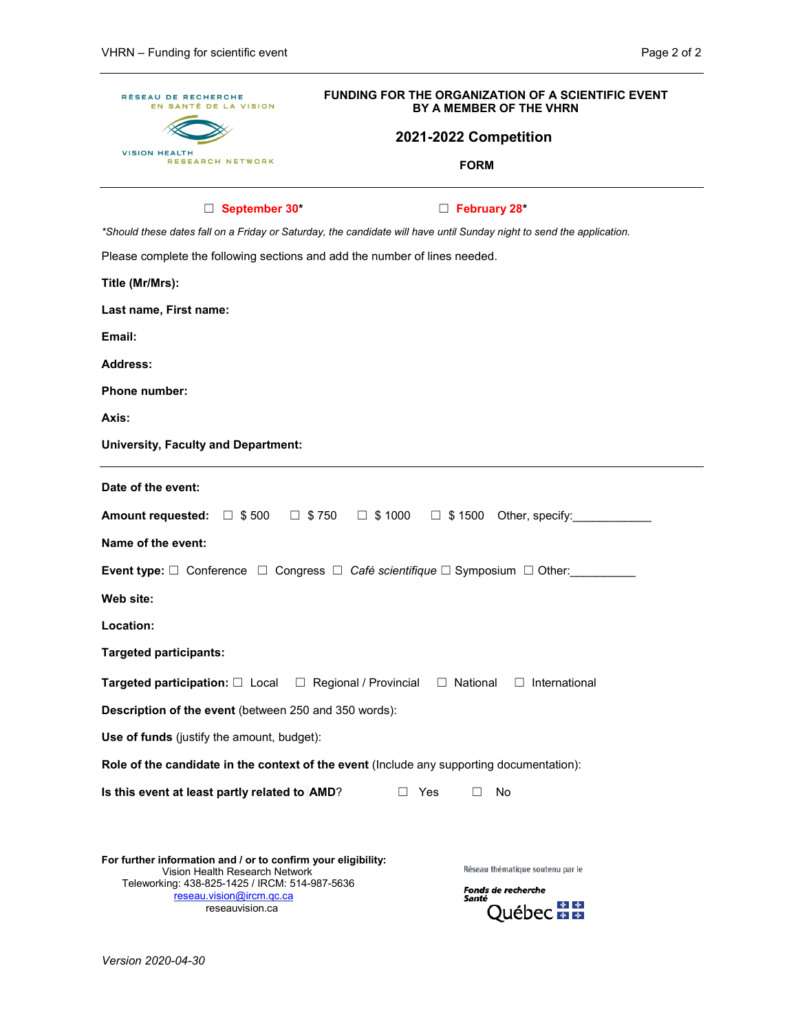RÉSEAU DE RECHERCHE EN SANTÉ DE LA VISION

VISION HEALTH RESEARCH NETWORK

# FUNDING FOR THE ORGANIZATION OF A SCIENTIFIC EVENT BY A MEMBER OF THE VHRN

## 2021-2022 Competition

### FORM

☐ **September 30***   ☐ **February 28***

*\*Should these dates fall on a Friday or Saturday, the candidate will have until Sunday night to send the application.*

Please complete the following sections and add the number of lines needed.

**Title (Mr/Mrs):**

**Last name, First name:**

**Email:**

**Address:**

**Phone number:**

**Axis:**

**University, Faculty and Department:**

---

**Date of the event:**

**Amount requested:** ☐ $ 500 ☐ $ 750 ☐ $ 1000 ☐ $ 1500 Other, specify:____________

**Name of the event:**

**Event type:** ☐ Conference ☐ Congress ☐ *Café scientifique* ☐ Symposium ☐ Other:__________

**Web site:**

**Location:**

**Targeted participants:**

**Targeted participation:** ☐ Local ☐ Regional / Provincial ☐ National ☐ International

**Description of the event** (between 250 and 350 words):

**Use of funds** (justify the amount, budget):

**Role of the candidate in the context of the event** (Include any supporting documentation):

**Is this event at least partly related to AMD?** ☐ Yes ☐ No

**For further information and / or to confirm your eligibility:**
Vision Health Research Network
Teleworking: 438-825-1425 / IRCM: 514-987-5636
reseau.vision@ircm.qc.ca
reseauvision.ca

Réseau thématique soutenu par le Fonds de recherche Santé Québec

*Version 2020-04-30*